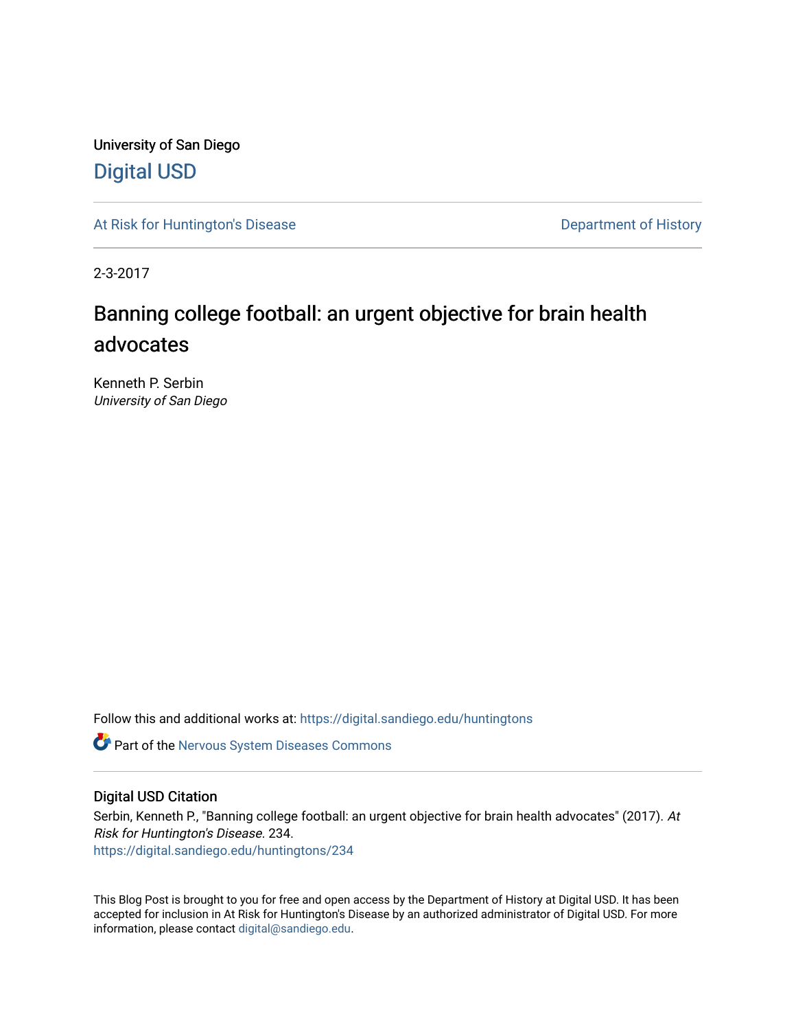University of San Diego

[Digital USD](https://digital.sandiego.edu)

---

[At Risk for Huntington's Disease](https://digital.sandiego.edu/huntingtons) | [Department of History](https://digital.sandiego.edu/history)

---

2-3-2017

# Banning college football: an urgent objective for brain health advocates

Kenneth P. Serbin
*University of San Diego*

Follow this and additional works at: https://digital.sandiego.edu/huntingtons

Part of the Nervous System Diseases Commons

---

## Digital USD Citation

Serbin, Kenneth P., "Banning college football: an urgent objective for brain health advocates" (2017). *At Risk for Huntington's Disease*. 234.
https://digital.sandiego.edu/huntingtons/234

This Blog Post is brought to you for free and open access by the Department of History at Digital USD. It has been accepted for inclusion in At Risk for Huntington's Disease by an authorized administrator of Digital USD. For more information, please contact digital@sandiego.edu.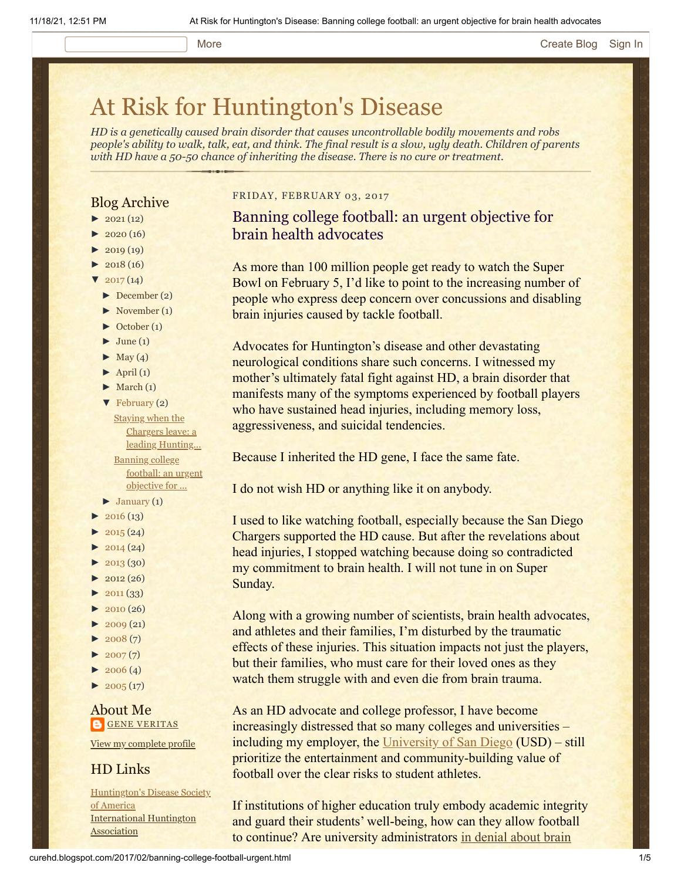# At Risk for Huntington's Disease

*HD is a genetically caused brain disorder that causes uncontrollable bodily movements and robs people's ability to walk, talk, eat, and think. The final result is a slow, ugly death. Children of parents with HD have a 50-50 chance of inheriting the disease. There is no cure or treatment.*

## Blog Archive

- ► 2021 (12)
- ► 2020 (16)
- ► 2019 (19)
- ► 2018 (16)
- ▼ 2017 (14)
  - ► December (2)
  - ► November (1)
  - ► October (1)
  - ► June (1)
  - ► May (4)
  - ► April (1)
  - ► March (1)
  - ▼ February (2)
    - Staying when the Chargers leave: a leading Hunting...
    - Banning college football: an urgent objective for ...
  - ► January (1)
- ► 2016 (13)
- ► 2015 (24)
- ► 2014 (24)
- ► 2013 (30)
- ► 2012 (26)
- ► 2011 (33)
- ► 2010 (26)
- ► 2009 (21)
- ► 2008 (7)
- ► 2007 (7)
- ► 2006 (4)
- ► 2005 (17)

## About Me

GENE VERITAS

View my complete profile

## HD Links

Huntington's Disease Society of America
International Huntington Association

FRIDAY, FEBRUARY 03, 2017

## Banning college football: an urgent objective for brain health advocates

As more than 100 million people get ready to watch the Super Bowl on February 5, I'd like to point to the increasing number of people who express deep concern over concussions and disabling brain injuries caused by tackle football.

Advocates for Huntington's disease and other devastating neurological conditions share such concerns. I witnessed my mother's ultimately fatal fight against HD, a brain disorder that manifests many of the symptoms experienced by football players who have sustained head injuries, including memory loss, aggressiveness, and suicidal tendencies.

Because I inherited the HD gene, I face the same fate.

I do not wish HD or anything like it on anybody.

I used to like watching football, especially because the San Diego Chargers supported the HD cause. But after the revelations about head injuries, I stopped watching because doing so contradicted my commitment to brain health. I will not tune in on Super Sunday.

Along with a growing number of scientists, brain health advocates, and athletes and their families, I'm disturbed by the traumatic effects of these injuries. This situation impacts not just the players, but their families, who must care for their loved ones as they watch them struggle with and even die from brain trauma.

As an HD advocate and college professor, I have become increasingly distressed that so many colleges and universities – including my employer, the University of San Diego (USD) – still prioritize the entertainment and community-building value of football over the clear risks to student athletes.

If institutions of higher education truly embody academic integrity and guard their students' well-being, how can they allow football to continue? Are university administrators in denial about brain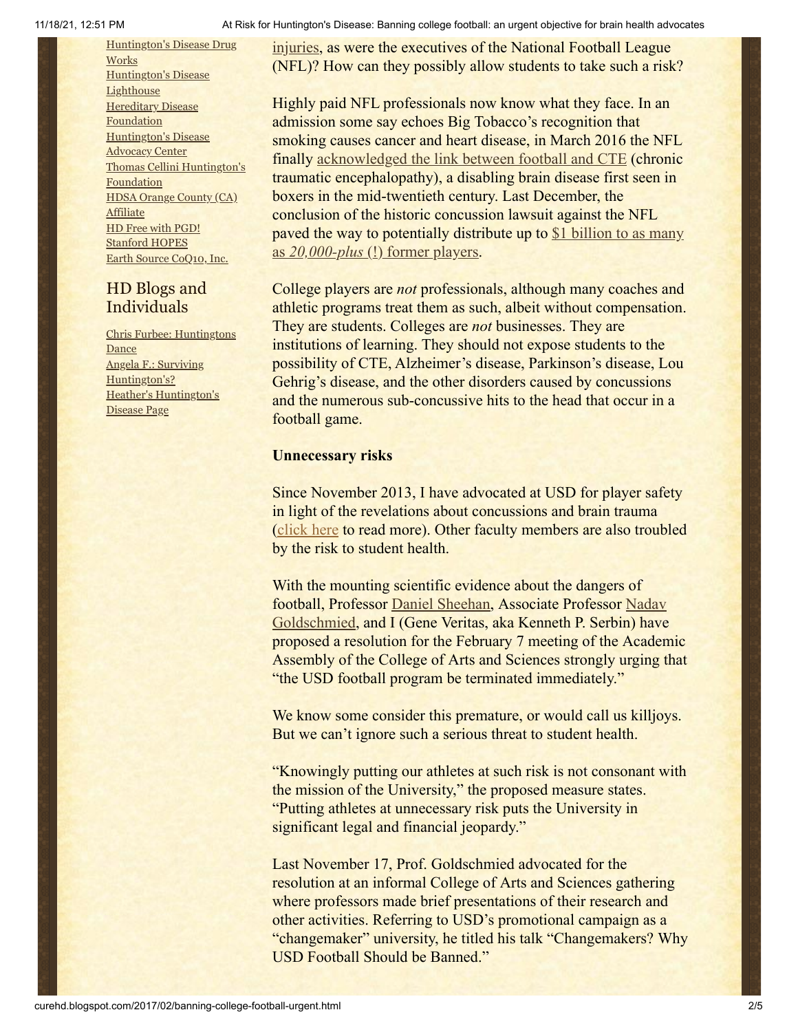[Huntington's Disease Drug Works](#)
[Huntington's Disease Lighthouse](#)
[Hereditary Disease Foundation](#)
[Huntington's Disease Advocacy Center](#)
[Thomas Cellini Huntington's Foundation](#)
[HDSA Orange County (CA) Affiliate](#)
[HD Free with PGD!](#)
[Stanford HOPES](#)
[Earth Source CoQ10, Inc.](#)

## HD Blogs and Individuals

[Chris Furbee: Huntingtons Dance](#)
[Angela F.: Surviving Huntington's?](#)
[Heather's Huntington's Disease Page](#)

injuries, as were the executives of the National Football League (NFL)? How can they possibly allow students to take such a risk?

Highly paid NFL professionals now know what they face. In an admission some say echoes Big Tobacco's recognition that smoking causes cancer and heart disease, in March 2016 the NFL finally acknowledged the link between football and CTE (chronic traumatic encephalopathy), a disabling brain disease first seen in boxers in the mid-twentieth century. Last December, the conclusion of the historic concussion lawsuit against the NFL paved the way to potentially distribute up to $1 billion to as many as *20,000-plus* (!) former players.

College players are *not* professionals, although many coaches and athletic programs treat them as such, albeit without compensation. They are students. Colleges are *not* businesses. They are institutions of learning. They should not expose students to the possibility of CTE, Alzheimer's disease, Parkinson's disease, Lou Gehrig's disease, and the other disorders caused by concussions and the numerous sub-concussive hits to the head that occur in a football game.

**Unnecessary risks**

Since November 2013, I have advocated at USD for player safety in light of the revelations about concussions and brain trauma (click here to read more). Other faculty members are also troubled by the risk to student health.

With the mounting scientific evidence about the dangers of football, Professor Daniel Sheehan, Associate Professor Nadav Goldschmied, and I (Gene Veritas, aka Kenneth P. Serbin) have proposed a resolution for the February 7 meeting of the Academic Assembly of the College of Arts and Sciences strongly urging that "the USD football program be terminated immediately."

We know some consider this premature, or would call us killjoys. But we can't ignore such a serious threat to student health.

"Knowingly putting our athletes at such risk is not consonant with the mission of the University," the proposed measure states. "Putting athletes at unnecessary risk puts the University in significant legal and financial jeopardy."

Last November 17, Prof. Goldschmied advocated for the resolution at an informal College of Arts and Sciences gathering where professors made brief presentations of their research and other activities. Referring to USD's promotional campaign as a "changemaker" university, he titled his talk "Changemakers? Why USD Football Should be Banned."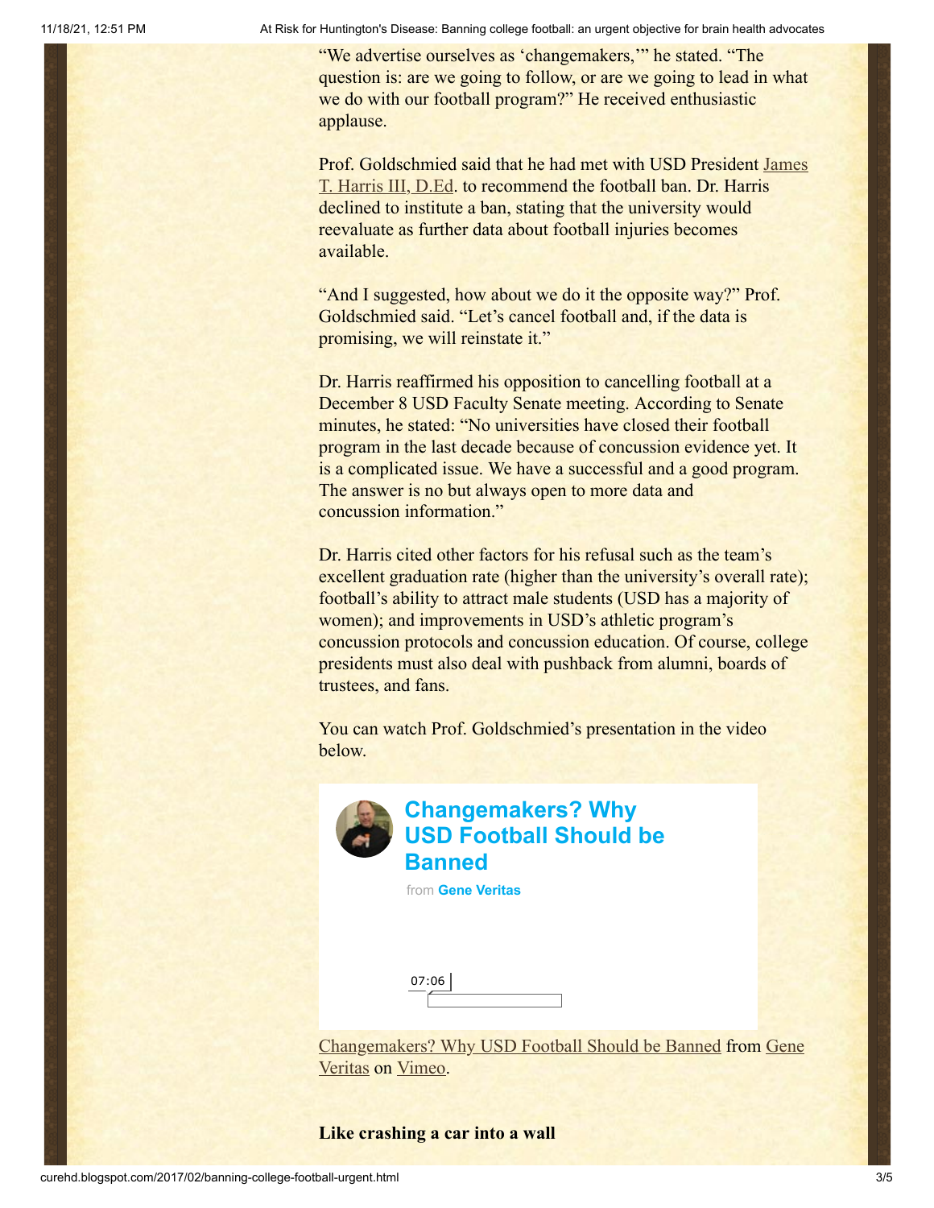"We advertise ourselves as 'changemakers,'" he stated. "The question is: are we going to follow, or are we going to lead in what we do with our football program?" He received enthusiastic applause.

Prof. Goldschmied said that he had met with USD President James T. Harris III, D.Ed. to recommend the football ban. Dr. Harris declined to institute a ban, stating that the university would reevaluate as further data about football injuries becomes available.

"And I suggested, how about we do it the opposite way?" Prof. Goldschmied said. "Let's cancel football and, if the data is promising, we will reinstate it."

Dr. Harris reaffirmed his opposition to cancelling football at a December 8 USD Faculty Senate meeting. According to Senate minutes, he stated: "No universities have closed their football program in the last decade because of concussion evidence yet. It is a complicated issue. We have a successful and a good program. The answer is no but always open to more data and concussion information."

Dr. Harris cited other factors for his refusal such as the team's excellent graduation rate (higher than the university's overall rate); football's ability to attract male students (USD has a majority of women); and improvements in USD's athletic program's concussion protocols and concussion education. Of course, college presidents must also deal with pushback from alumni, boards of trustees, and fans.

You can watch Prof. Goldschmied's presentation in the video below.

**Changemakers? Why USD Football Should be Banned**

from **Gene Veritas**

07:06

Changemakers? Why USD Football Should be Banned from Gene Veritas on Vimeo.

**Like crashing a car into a wall**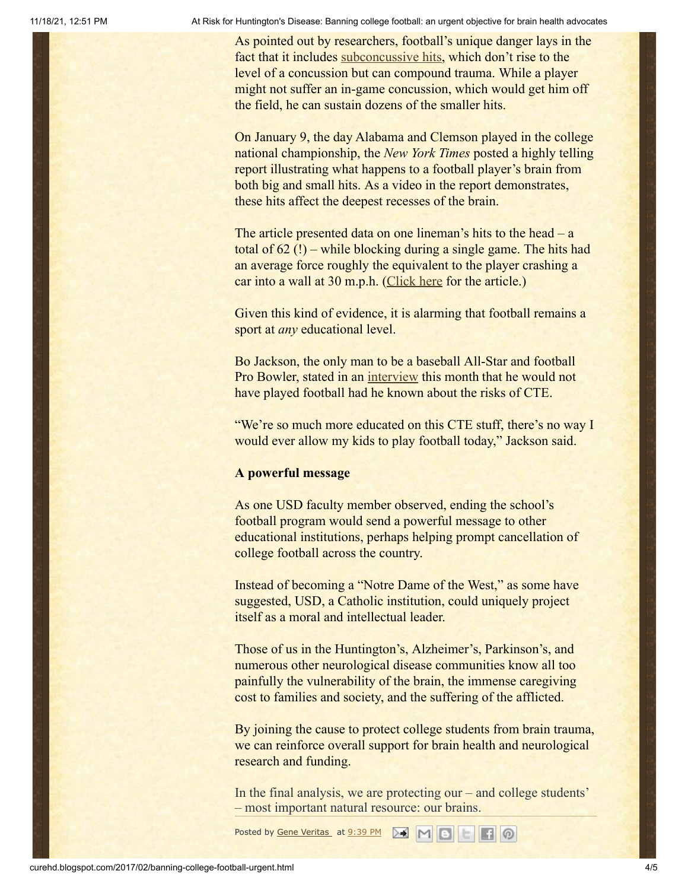As pointed out by researchers, football's unique danger lays in the fact that it includes subconcussive hits, which don't rise to the level of a concussion but can compound trauma. While a player might not suffer an in-game concussion, which would get him off the field, he can sustain dozens of the smaller hits.

On January 9, the day Alabama and Clemson played in the college national championship, the *New York Times* posted a highly telling report illustrating what happens to a football player's brain from both big and small hits. As a video in the report demonstrates, these hits affect the deepest recesses of the brain.

The article presented data on one lineman's hits to the head – a total of 62 (!) – while blocking during a single game. The hits had an average force roughly the equivalent to the player crashing a car into a wall at 30 m.p.h. (Click here for the article.)

Given this kind of evidence, it is alarming that football remains a sport at *any* educational level.

Bo Jackson, the only man to be a baseball All-Star and football Pro Bowler, stated in an interview this month that he would not have played football had he known about the risks of CTE.

"We're so much more educated on this CTE stuff, there's no way I would ever allow my kids to play football today," Jackson said.

**A powerful message**

As one USD faculty member observed, ending the school's football program would send a powerful message to other educational institutions, perhaps helping prompt cancellation of college football across the country.

Instead of becoming a "Notre Dame of the West," as some have suggested, USD, a Catholic institution, could uniquely project itself as a moral and intellectual leader.

Those of us in the Huntington's, Alzheimer's, Parkinson's, and numerous other neurological disease communities know all too painfully the vulnerability of the brain, the immense caregiving cost to families and society, and the suffering of the afflicted.

By joining the cause to protect college students from brain trauma, we can reinforce overall support for brain health and neurological research and funding.

In the final analysis, we are protecting our – and college students' – most important natural resource: our brains.

Posted by Gene Veritas at 9:39 PM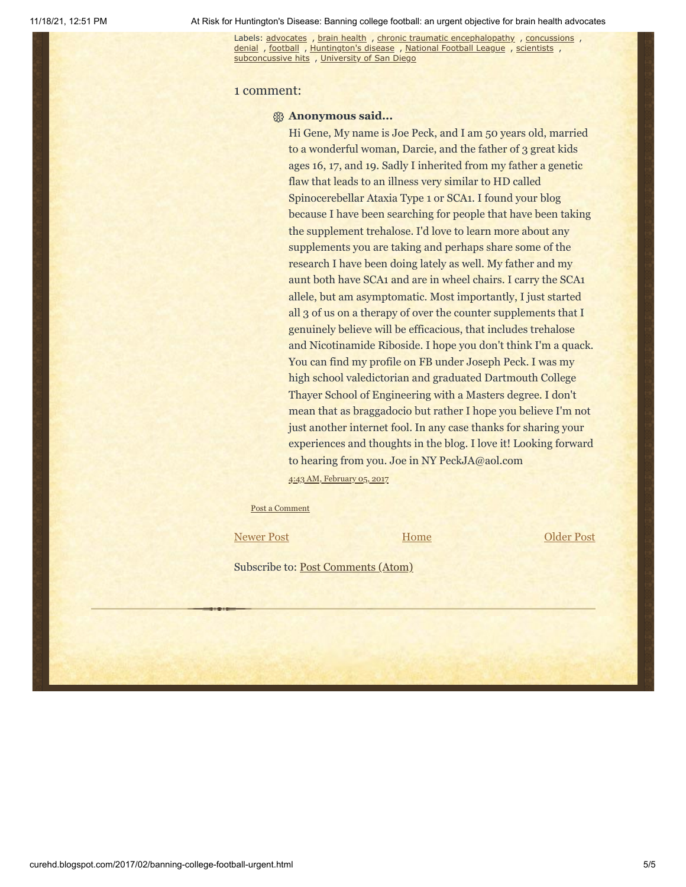Labels: advocates , brain health , chronic traumatic encephalopathy , concussions , denial , football , Huntington's disease , National Football League , scientists , subconcussive hits , University of San Diego

## 1 comment:

**Anonymous said...**

Hi Gene, My name is Joe Peck, and I am 50 years old, married to a wonderful woman, Darcie, and the father of 3 great kids ages 16, 17, and 19. Sadly I inherited from my father a genetic flaw that leads to an illness very similar to HD called Spinocerebellar Ataxia Type 1 or SCA1. I found your blog because I have been searching for people that have been taking the supplement trehalose. I'd love to learn more about any supplements you are taking and perhaps share some of the research I have been doing lately as well. My father and my aunt both have SCA1 and are in wheel chairs. I carry the SCA1 allele, but am asymptomatic. Most importantly, I just started all 3 of us on a therapy of over the counter supplements that I genuinely believe will be efficacious, that includes trehalose and Nicotinamide Riboside. I hope you don't think I'm a quack. You can find my profile on FB under Joseph Peck. I was my high school valedictorian and graduated Dartmouth College Thayer School of Engineering with a Masters degree. I don't mean that as braggadocio but rather I hope you believe I'm not just another internet fool. In any case thanks for sharing your experiences and thoughts in the blog. I love it! Looking forward to hearing from you. Joe in NY PeckJA@aol.com

4:43 AM, February 05, 2017

Post a Comment

Newer Post Home Older Post

Subscribe to: Post Comments (Atom)